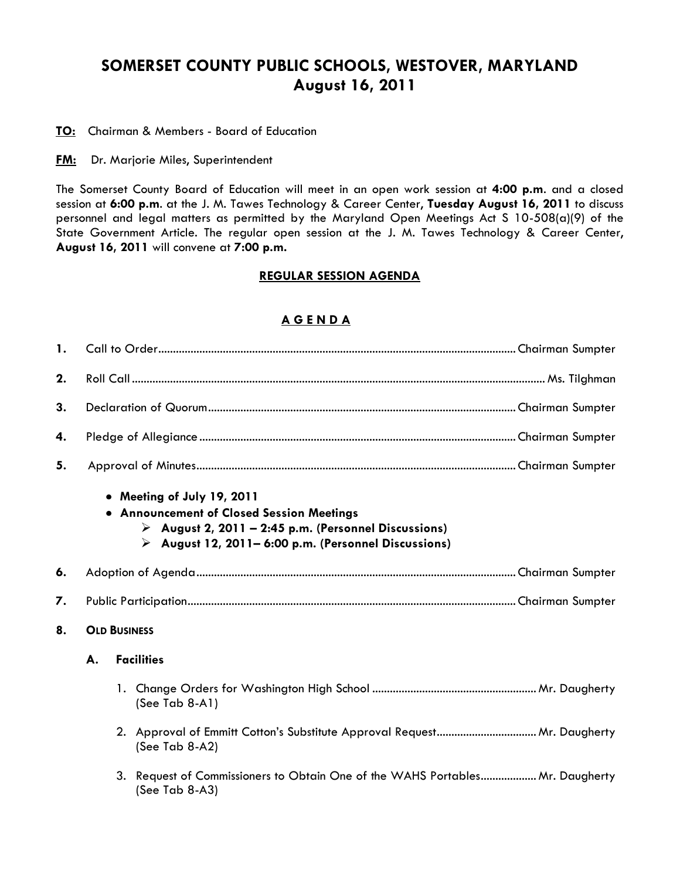# SOMERSET COUNTY PUBLIC SCHOOLS, WESTOVER, MARYLAND
## August 16, 2011

**TO:** Chairman & Members - Board of Education

**FM:** Dr. Marjorie Miles, Superintendent

The Somerset County Board of Education will meet in an open work session at **4:00 p.m**. and a closed session at **6:00 p.m**. at the J. M. Tawes Technology & Career Center**, Tuesday August 16, 2011** to discuss personnel and legal matters as permitted by the Maryland Open Meetings Act S 10-508(a)(9) of the State Government Article. The regular open session at the J. M. Tawes Technology & Career Center**, August 16, 2011** will convene at **7:00 p.m.**

### REGULAR SESSION AGENDA

### A G E N D A

1. Call to Order....................................................................Chairman Sumpter
2. Roll Call....................................................................Ms. Tilghman
3. Declaration of Quorum....................................................................Chairman Sumpter
4. Pledge of Allegiance....................................................................Chairman Sumpter
5. Approval of Minutes....................................................................Chairman Sumpter
   - **Meeting of July 19, 2011**
   - **Announcement of Closed Session Meetings**
     - **August 2, 2011 – 2:45 p.m. (Personnel Discussions)**
     - **August 12, 2011– 6:00 p.m. (Personnel Discussions)**
6. Adoption of Agenda....................................................................Chairman Sumpter
7. Public Participation....................................................................Chairman Sumpter
8. **OLD BUSINESS**

   **A. Facilities**

   1. Change Orders for Washington High School ....................................................................Mr. Daugherty (See Tab 8-A1)
   2. Approval of Emmitt Cotton's Substitute Approval Request....................................................................Mr. Daugherty (See Tab 8-A2)
   3. Request of Commissioners to Obtain One of the WAHS Portables....................................................................Mr. Daugherty (See Tab 8-A3)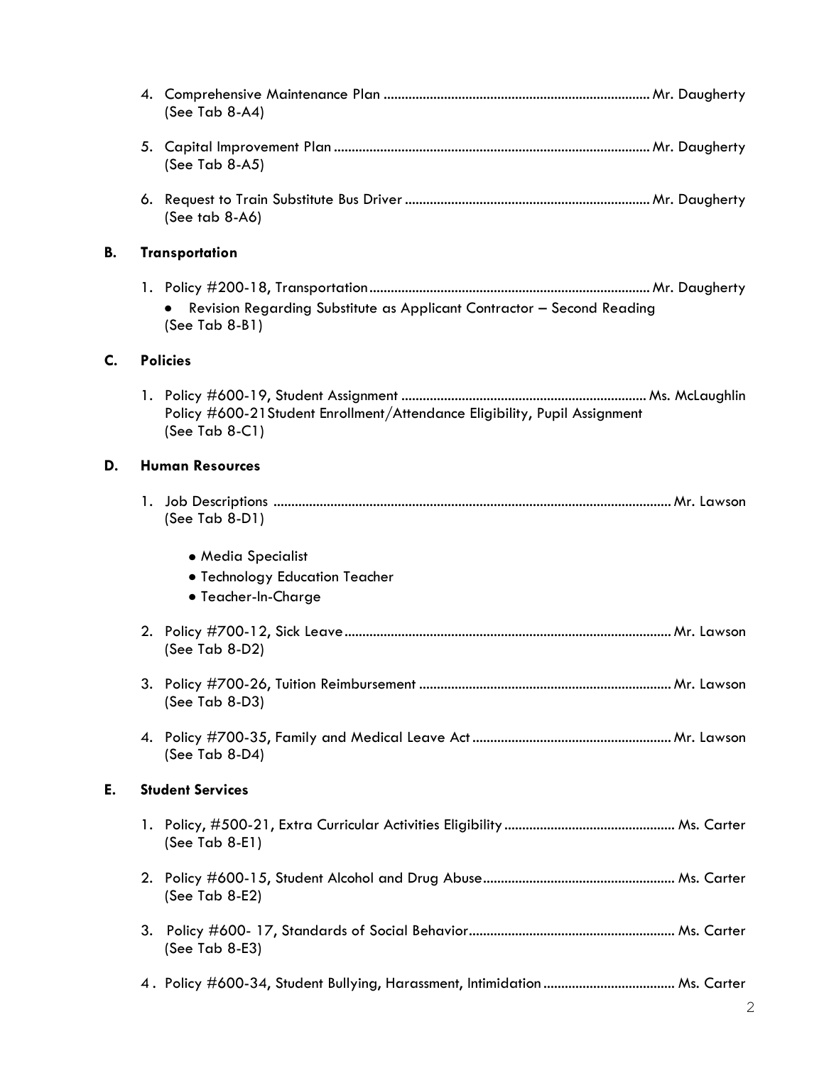4. Comprehensive Maintenance Plan .......................................................................... Mr. Daugherty
   (See Tab 8-A4)

5. Capital Improvement Plan ........................................................................................ Mr. Daugherty
   (See Tab 8-A5)

6. Request to Train Substitute Bus Driver .................................................................... Mr. Daugherty
   (See tab 8-A6)

**B. Transportation**

1. Policy #200-18, Transportation .............................................................................. Mr. Daugherty
   - Revision Regarding Substitute as Applicant Contractor – Second Reading
   
   (See Tab 8-B1)

**C. Policies**

1. Policy #600-19, Student Assignment .................................................................... Ms. McLaughlin
   Policy #600-21Student Enrollment/Attendance Eligibility, Pupil Assignment
   (See Tab 8-C1)

**D. Human Resources**

1. Job Descriptions .............................................................................................................. Mr. Lawson
   (See Tab 8-D1)
   - Media Specialist
   - Technology Education Teacher
   - Teacher-In-Charge

2. Policy #700-12, Sick Leave ........................................................................................... Mr. Lawson
   (See Tab 8-D2)

3. Policy #700-26, Tuition Reimbursement ...................................................................... Mr. Lawson
   (See Tab 8-D3)

4. Policy #700-35, Family and Medical Leave Act ....................................................... Mr. Lawson
   (See Tab 8-D4)

**E. Student Services**

1. Policy, #500-21, Extra Curricular Activities Eligibility ............................................... Ms. Carter
   (See Tab 8-E1)

2. Policy #600-15, Student Alcohol and Drug Abuse ..................................................... Ms. Carter
   (See Tab 8-E2)

3. Policy #600- 17, Standards of Social Behavior ......................................................... Ms. Carter
   (See Tab 8-E3)

4. Policy #600-34, Student Bullying, Harassment, Intimidation .................................... Ms. Carter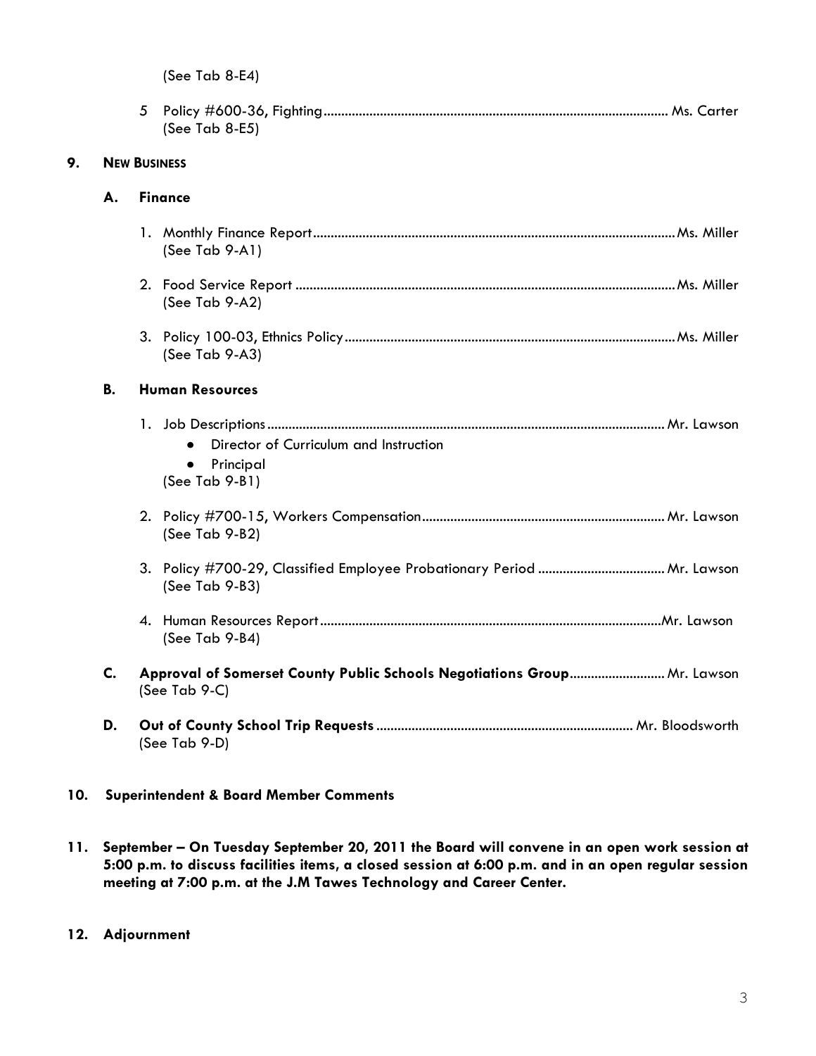(See Tab 8-E4)

5 Policy #600-36, Fighting................................................................................................ Ms. Carter
(See Tab 8-E5)

**9. NEW BUSINESS**

**A. Finance**

1. Monthly Finance Report......................................................................................................Ms. Miller
   (See Tab 9-A1)

2. Food Service Report ...........................................................................................................Ms. Miller
   (See Tab 9-A2)

3. Policy 100-03, Ethnics Policy.............................................................................................Ms. Miller
   (See Tab 9-A3)

**B. Human Resources**

1. Job Descriptions................................................................................................................ Mr. Lawson
   - Director of Curriculum and Instruction
   - Principal

   (See Tab 9-B1)

2. Policy #700-15, Workers Compensation.................................................................... Mr. Lawson
   (See Tab 9-B2)

3. Policy #700-29, Classified Employee Probationary Period ................................... Mr. Lawson
   (See Tab 9-B3)

4. Human Resources Report...............................................................................................Mr. Lawson
   (See Tab 9-B4)

**C. Approval of Somerset County Public Schools Negotiations Group**........................... Mr. Lawson
(See Tab 9-C)

**D. Out of County School Trip Requests**........................................................................ Mr. Bloodsworth
(See Tab 9-D)

**10. Superintendent & Board Member Comments**

**11. September – On Tuesday September 20, 2011 the Board will convene in an open work session at 5:00 p.m. to discuss facilities items, a closed session at 6:00 p.m. and in an open regular session meeting at 7:00 p.m. at the J.M Tawes Technology and Career Center.**

**12. Adjournment**